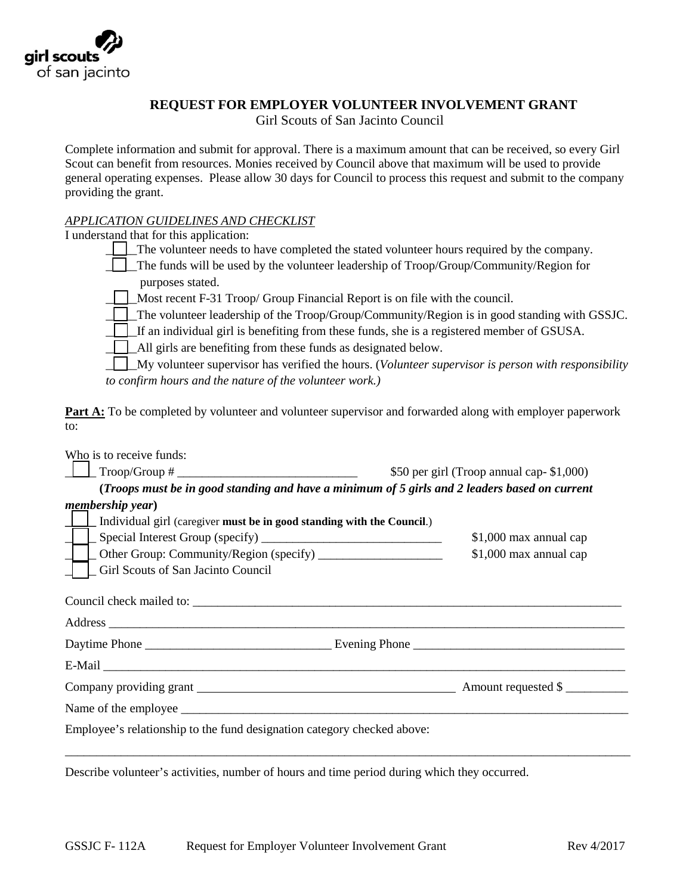girl scouts of san jacinto

## REQUEST FOR EMPLOYER VOLUNTEER INVOLVEMENT GRANT

Girl Scouts of San Jacinto Council

Complete information and submit for approval. There is a maximum amount that can be received, so every Girl Scout can benefit from resources. Monies received by Council above that maximum will be used to provide general operating expenses. Please allow 30 days for Council to process this request and submit to the company providing the grant.

*APPLICATION GUIDELINES AND CHECKLIST*

I understand that for this application:

- ☐ The volunteer needs to have completed the stated volunteer hours required by the company.
- ☐ The funds will be used by the volunteer leadership of Troop/Group/Community/Region for purposes stated.
- ☐ Most recent F-31 Troop/ Group Financial Report is on file with the council.
- ☐ The volunteer leadership of the Troop/Group/Community/Region is in good standing with GSSJC.
- ☐ If an individual girl is benefiting from these funds, she is a registered member of GSUSA.
- ☐ All girls are benefiting from these funds as designated below.
- ☐ My volunteer supervisor has verified the hours. (*Volunteer supervisor is person with responsibility to confirm hours and the nature of the volunteer work.)*

**Part A:** To be completed by volunteer and volunteer supervisor and forwarded along with employer paperwork to:

Who is to receive funds:

☐ Troop/Group # _____________________________ $50 per girl (Troop annual cap- $1,000)

**(*Troops must be in good standing and have a minimum of 5 girls and 2 leaders based on current membership year*)**

☐ Individual girl (caregiver **must be in good standing with the Council**.)

☐ Special Interest Group (specify) _____________________________ $1,000 max annual cap

☐ Other Group: Community/Region (specify) ____________________ $1,000 max annual cap

☐ Girl Scouts of San Jacinto Council

Council check mailed to: _______________________________________________________________________

Address _______________________________________________________________________________

Daytime Phone _____________________________ Evening Phone _________________________________

E-Mail ________________________________________________________________________________

Company providing grant ________________________________________ Amount requested $ __________

Name of the employee ___________________________________________________________________

Employee's relationship to the fund designation category checked above:

_______________________________________________________________________________________

Describe volunteer's activities, number of hours and time period during which they occurred.

GSSJC F- 112A Request for Employer Volunteer Involvement Grant Rev 4/2017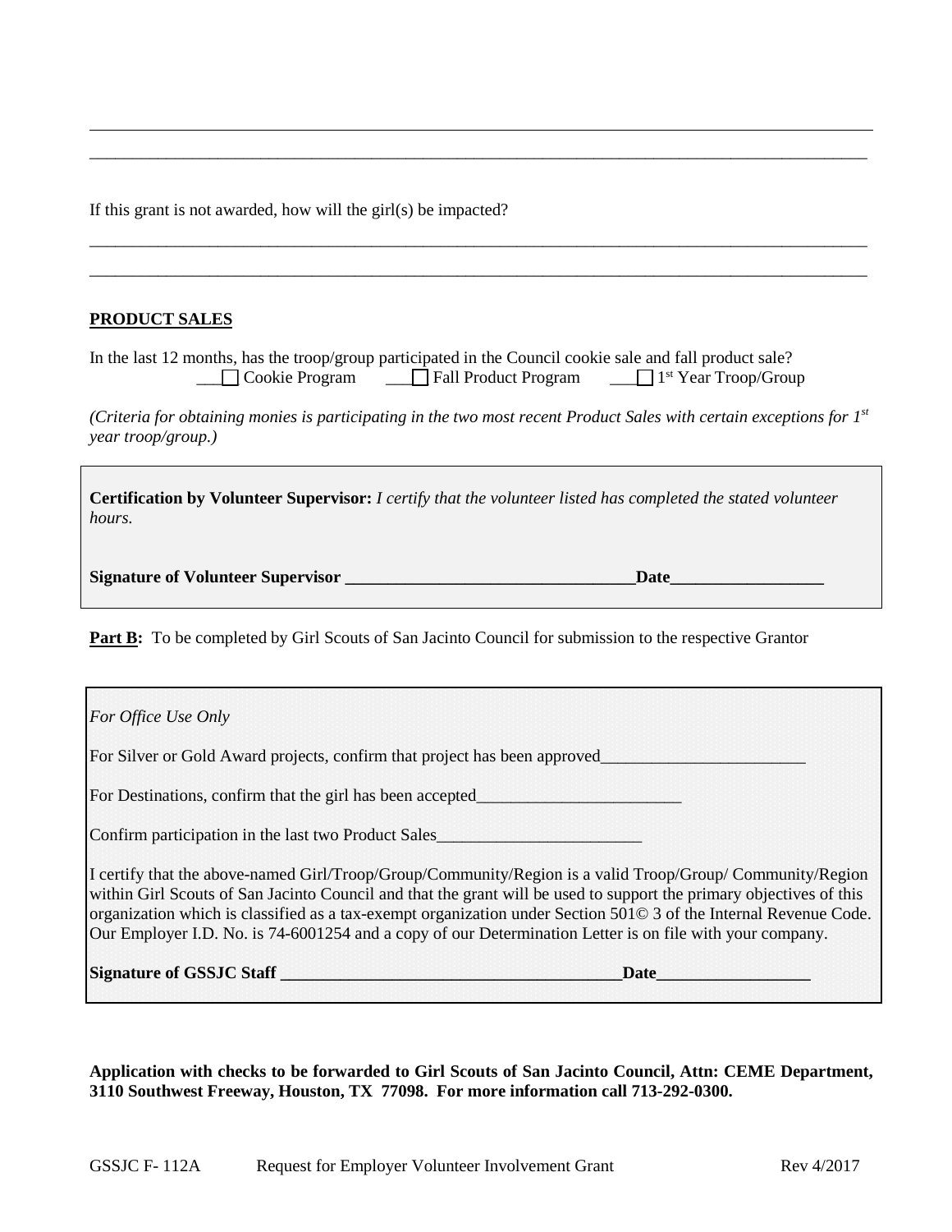\_\_\_\_\_\_\_\_\_\_\_\_\_\_\_\_\_\_\_\_\_\_\_\_\_\_\_\_\_\_\_\_\_\_\_\_\_\_\_\_\_\_\_\_\_\_\_\_\_\_\_\_\_\_\_\_\_\_\_\_\_\_\_\_\_\_\_\_\_\_\_\_\_\_\_\_\_\_\_\_\_\_\_\_\_\_\_\_\_\_

\_\_\_\_\_\_\_\_\_\_\_\_\_\_\_\_\_\_\_\_\_\_\_\_\_\_\_\_\_\_\_\_\_\_\_\_\_\_\_\_\_\_\_\_\_\_\_\_\_\_\_\_\_\_\_\_\_\_\_\_\_\_\_\_\_\_\_\_\_\_\_\_\_\_\_\_\_\_\_\_\_\_\_\_\_\_\_\_\_\_

If this grant is not awarded, how will the girl(s) be impacted?

\_\_\_\_\_\_\_\_\_\_\_\_\_\_\_\_\_\_\_\_\_\_\_\_\_\_\_\_\_\_\_\_\_\_\_\_\_\_\_\_\_\_\_\_\_\_\_\_\_\_\_\_\_\_\_\_\_\_\_\_\_\_\_\_\_\_\_\_\_\_\_\_\_\_\_\_\_\_\_\_\_\_\_\_\_\_\_\_\_\_

\_\_\_\_\_\_\_\_\_\_\_\_\_\_\_\_\_\_\_\_\_\_\_\_\_\_\_\_\_\_\_\_\_\_\_\_\_\_\_\_\_\_\_\_\_\_\_\_\_\_\_\_\_\_\_\_\_\_\_\_\_\_\_\_\_\_\_\_\_\_\_\_\_\_\_\_\_\_\_\_\_\_\_\_\_\_\_\_\_\_

**PRODUCT SALES**

In the last 12 months, has the troop/group participated in the Council cookie sale and fall product sale?

\_\_\_☐ Cookie Program    \_\_\_☐ Fall Product Program    \_\_\_☐ 1st Year Troop/Group

*(Criteria for obtaining monies is participating in the two most recent Product Sales with certain exceptions for 1st year troop/group.)*

**Certification by Volunteer Supervisor:** *I certify that the volunteer listed has completed the stated volunteer hours.*

**Signature of Volunteer Supervisor \_\_\_\_\_\_\_\_\_\_\_\_\_\_\_\_\_\_\_\_\_\_\_\_\_\_\_\_\_\_\_\_\_\_Date\_\_\_\_\_\_\_\_\_\_\_\_\_\_\_\_\_\_**

**Part B:** To be completed by Girl Scouts of San Jacinto Council for submission to the respective Grantor

*For Office Use Only*

For Silver or Gold Award projects, confirm that project has been approved\_\_\_\_\_\_\_\_\_\_\_\_\_\_\_\_\_\_\_\_\_\_\_\_

For Destinations, confirm that the girl has been accepted\_\_\_\_\_\_\_\_\_\_\_\_\_\_\_\_\_\_\_\_\_\_\_\_

Confirm participation in the last two Product Sales\_\_\_\_\_\_\_\_\_\_\_\_\_\_\_\_\_\_\_\_\_\_\_\_

I certify that the above-named Girl/Troop/Group/Community/Region is a valid Troop/Group/ Community/Region within Girl Scouts of San Jacinto Council and that the grant will be used to support the primary objectives of this organization which is classified as a tax-exempt organization under Section 501© 3 of the Internal Revenue Code. Our Employer I.D. No. is 74-6001254 and a copy of our Determination Letter is on file with your company.

**Signature of GSSJC Staff \_\_\_\_\_\_\_\_\_\_\_\_\_\_\_\_\_\_\_\_\_\_\_\_\_\_\_\_\_\_\_\_\_\_\_\_\_\_\_\_Date\_\_\_\_\_\_\_\_\_\_\_\_\_\_\_\_\_\_**

**Application with checks to be forwarded to Girl Scouts of San Jacinto Council, Attn: CEME Department, 3110 Southwest Freeway, Houston, TX 77098. For more information call 713-292-0300.**

GSSJC F- 112A    Request for Employer Volunteer Involvement Grant    Rev 4/2017